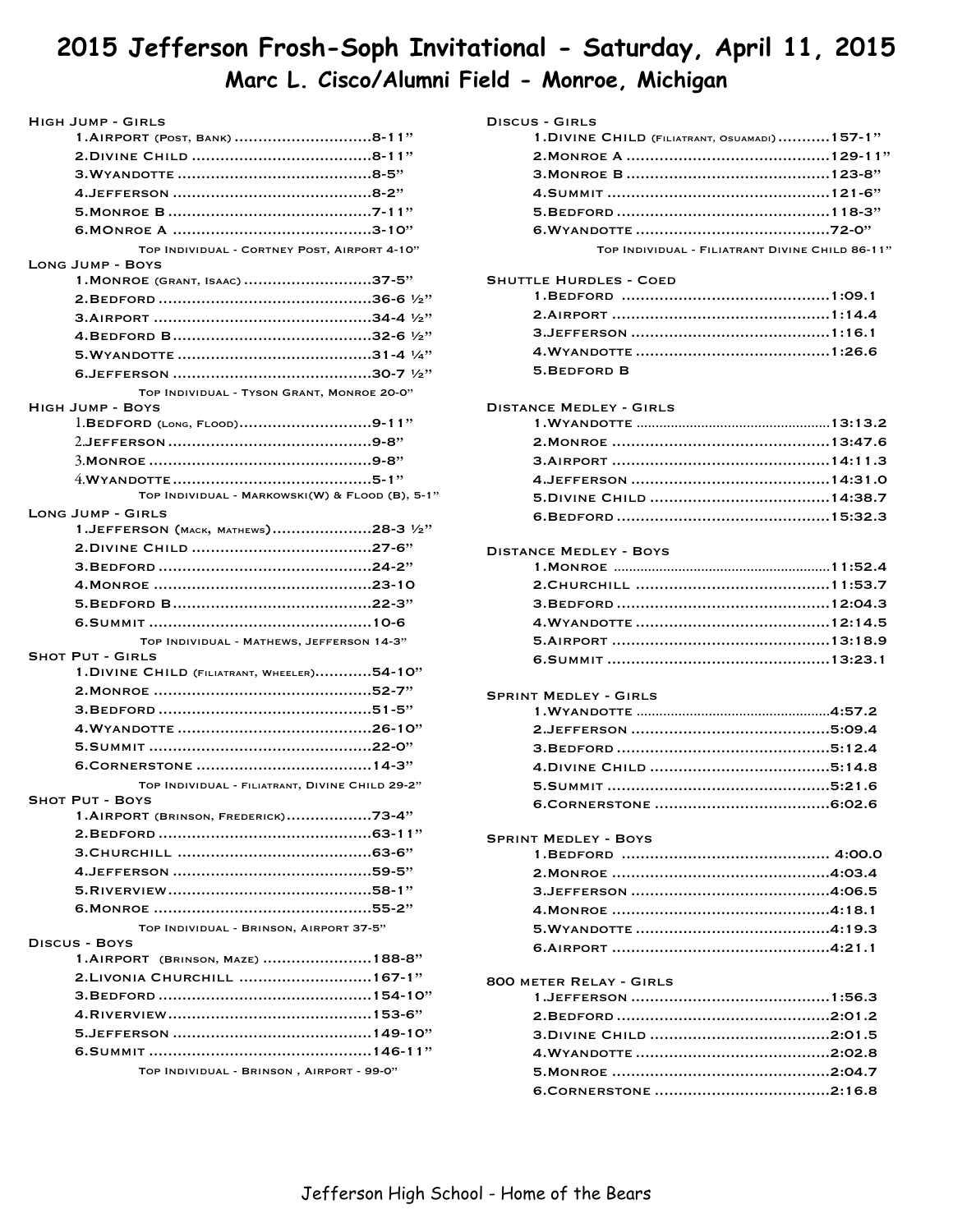# 2015 Jefferson Frosh-Soph Invitational - Saturday, April 11, 2015

## Marc L. Cisco/Alumni Field - Monroe, Michigan

### High Jump - Girls

1. Airport (Post, Bank) ............................8-11"
2. Divine Child ......................................8-11"
3. Wyandotte ........................................8-5"
4. Jefferson .........................................8-2"
5. Monroe B ..........................................7-11"
6. MOnroe A .........................................3-10"

Top Individual - Cortney Post, Airport 4-10"

### Long Jump - Boys

1. Monroe (Grant, Isaac) ..........................37-5"
2. Bedford ............................................36-6 ½"
3. Airport .............................................34-4 ½"
4. Bedford B .........................................32-6 ½"
5. Wyandotte ........................................31-4 ¼"
6. Jefferson .........................................30-7 ½"

Top Individual - Tyson Grant, Monroe 20-0"

### High Jump - Boys

1. Bedford (Long, Flood)...........................9-11"
2. Jefferson ..........................................9-8"
3. Monroe .............................................9-8"
4. Wyandotte .........................................5-1"

Top Individual - Markowski(W) & Flood (B), 5-1"

### Long Jump - Girls

1. Jefferson (Mack, Mathews)....................28-3 ½"
2. Divine Child ......................................27-6"
3. Bedford ............................................24-2"
4. Monroe .............................................23-10
5. Bedford B .........................................22-3"
6. Summit .............................................10-6

Top Individual - Mathews, Jefferson 14-3"

### Shot Put - Girls

1. Divine Child (Filiatrant, Wheeler)............54-10"
2. Monroe .............................................52-7"
3. Bedford ............................................51-5"
4. Wyandotte ........................................26-10"
5. Summit .............................................22-0"
6. Cornerstone ......................................14-3"

Top Individual - Filiatrant, Divine Child 29-2"

### Shot Put - Boys

1. Airport (Brinson, Frederick)..................73-4"
2. Bedford ............................................63-11"
3. Churchill ..........................................63-6"
4. Jefferson .........................................59-5"
5. Riverview ..........................................58-1"
6. Monroe .............................................55-2"

Top Individual - Brinson, Airport 37-5"

### Discus - Boys

1. Airport (Brinson, Maze) .......................188-8"
2. Livonia Churchill ...............................167-1"
3. Bedford ............................................154-10"
4. Riverview ..........................................153-6"
5. Jefferson .........................................149-10"
6. Summit .............................................146-11"

Top Individual - Brinson , Airport - 99-0"

### Discus - Girls

1. Divine Child (Filiatrant, Osuamadi) ...........157-1"
2. Monroe A ..........................................129-11"
3. Monroe B ..........................................123-8"
4. Summit .............................................121-6"
5. Bedford ............................................118-3"
6. Wyandotte ........................................72-0"

Top Individual - Filiatrant Divine Child 86-11"

### Shuttle Hurdles - Coed

1. Bedford ...........................................1:09.1
2. Airport .............................................1:14.4
3. Jefferson .........................................1:16.1
4. Wyandotte ........................................1:26.6
5. Bedford B

### Distance Medley - Girls

1. Wyandotte ........................................13:13.2
2. Monroe .............................................13:47.6
3. Airport .............................................14:11.3
4. Jefferson .........................................14:31.0
5. Divine Child ......................................14:38.7
6. Bedford ............................................15:32.3

### Distance Medley - Boys

1. Monroe .............................................11:52.4
2. Churchill ..........................................11:53.7
3. Bedford ............................................12:04.3
4. Wyandotte ........................................12:14.5
5. Airport .............................................13:18.9
6. Summit .............................................13:23.1

### Sprint Medley - Girls

1. Wyandotte ........................................4:57.2
2. Jefferson .........................................5:09.4
3. Bedford ............................................5:12.4
4. Divine Child ......................................5:14.8
5. Summit .............................................5:21.6
6. Cornerstone ......................................6:02.6

### Sprint Medley - Boys

1. Bedford ........................................... 4:00.0
2. Monroe .............................................4:03.4
3. Jefferson .........................................4:06.5
4. Monroe .............................................4:18.1
5. Wyandotte ........................................4:19.3
6. Airport .............................................4:21.1

### 800 meter Relay - Girls

1. Jefferson .........................................1:56.3
2. Bedford ............................................2:01.2
3. Divine Child ......................................2:01.5
4. Wyandotte ........................................2:02.8
5. Monroe .............................................2:04.7
6. Cornerstone ......................................2:16.8

Jefferson High School - Home of the Bears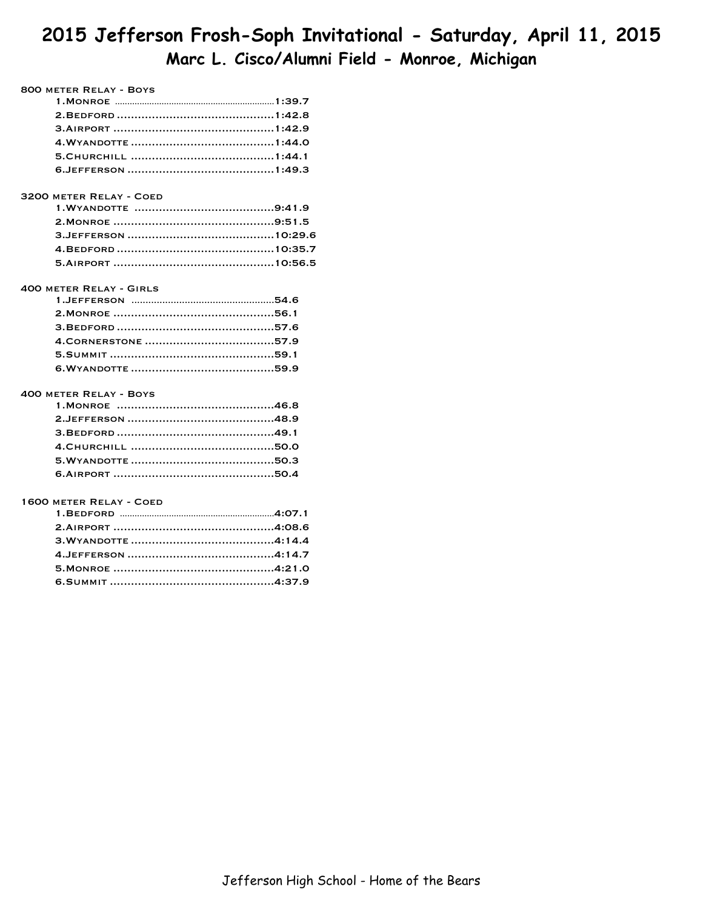# 2015 Jefferson Frosh-Soph Invitational - Saturday, April 11, 2015

## Marc L. Cisco/Alumni Field - Monroe, Michigan

### 800 meter Relay - Boys

1. Monroe ..........1:39.7
2. Bedford ..........1:42.8
3. Airport ..........1:42.9
4. Wyandotte ..........1:44.0
5. Churchill ..........1:44.1
6. Jefferson ..........1:49.3

### 3200 meter Relay - Coed

1. Wyandotte ..........9:41.9
2. Monroe ..........9:51.5
3. Jefferson ..........10:29.6
4. Bedford ..........10:35.7
5. Airport ..........10:56.5

### 400 meter Relay - Girls

1. Jefferson ..........54.6
2. Monroe ..........56.1
3. Bedford ..........57.6
4. Cornerstone ..........57.9
5. Summit ..........59.1
6. Wyandotte ..........59.9

### 400 meter Relay - Boys

1. Monroe ..........46.8
2. Jefferson ..........48.9
3. Bedford ..........49.1
4. Churchill ..........50.0
5. Wyandotte ..........50.3
6. Airport ..........50.4

### 1600 meter Relay - Coed

1. Bedford ..........4:07.1
2. Airport ..........4:08.6
3. Wyandotte ..........4:14.4
4. Jefferson ..........4:14.7
5. Monroe ..........4:21.0
6. Summit ..........4:37.9